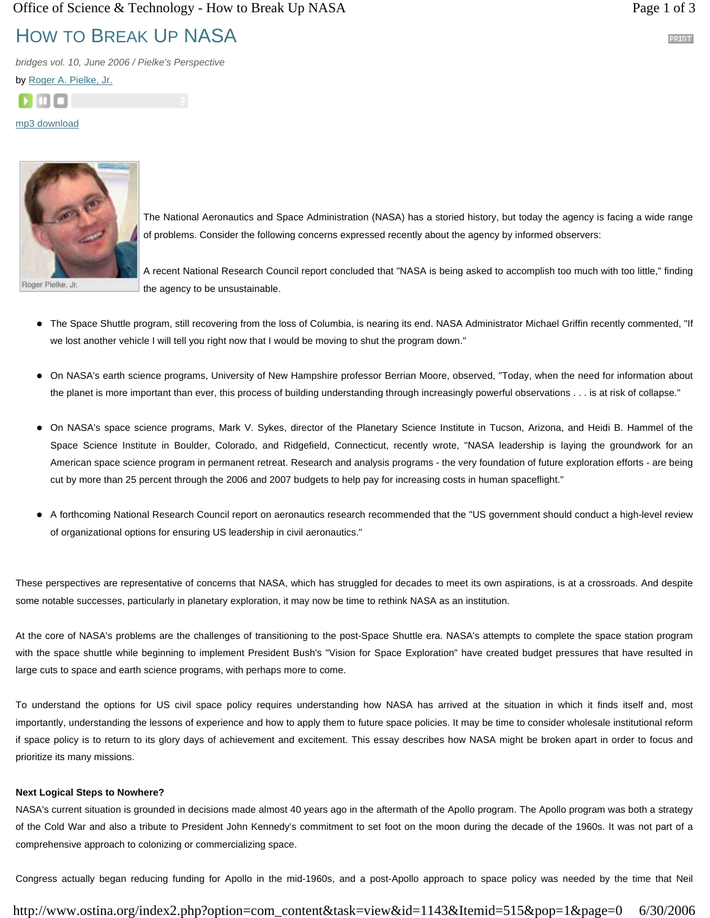# How to Break Up NASA

*bridges vol. 10, June 2006 / Pielke's Perspective*

by Roger A. Pielke, Jr.

mp3 download

Roger Pielke, Jr.

The National Aeronautics and Space Administration (NASA) has a storied history, but today the agency is facing a wide range of problems. Consider the following concerns expressed recently about the agency by informed observers:

A recent National Research Council report concluded that "NASA is being asked to accomplish too much with too little," finding the agency to be unsustainable.

- The Space Shuttle program, still recovering from the loss of Columbia, is nearing its end. NASA Administrator Michael Griffin recently commented, "If we lost another vehicle I will tell you right now that I would be moving to shut the program down."
- On NASA's earth science programs, University of New Hampshire professor Berrian Moore, observed, "Today, when the need for information about the planet is more important than ever, this process of building understanding through increasingly powerful observations . . . is at risk of collapse."
- On NASA's space science programs, Mark V. Sykes, director of the Planetary Science Institute in Tucson, Arizona, and Heidi B. Hammel of the Space Science Institute in Boulder, Colorado, and Ridgefield, Connecticut, recently wrote, "NASA leadership is laying the groundwork for an American space science program in permanent retreat. Research and analysis programs - the very foundation of future exploration efforts - are being cut by more than 25 percent through the 2006 and 2007 budgets to help pay for increasing costs in human spaceflight."
- A forthcoming National Research Council report on aeronautics research recommended that the "US government should conduct a high-level review of organizational options for ensuring US leadership in civil aeronautics."

These perspectives are representative of concerns that NASA, which has struggled for decades to meet its own aspirations, is at a crossroads. And despite some notable successes, particularly in planetary exploration, it may now be time to rethink NASA as an institution.

At the core of NASA's problems are the challenges of transitioning to the post-Space Shuttle era. NASA's attempts to complete the space station program with the space shuttle while beginning to implement President Bush's "Vision for Space Exploration" have created budget pressures that have resulted in large cuts to space and earth science programs, with perhaps more to come.

To understand the options for US civil space policy requires understanding how NASA has arrived at the situation in which it finds itself and, most importantly, understanding the lessons of experience and how to apply them to future space policies. It may be time to consider wholesale institutional reform if space policy is to return to its glory days of achievement and excitement. This essay describes how NASA might be broken apart in order to focus and prioritize its many missions.

**Next Logical Steps to Nowhere?**

NASA's current situation is grounded in decisions made almost 40 years ago in the aftermath of the Apollo program. The Apollo program was both a strategy of the Cold War and also a tribute to President John Kennedy's commitment to set foot on the moon during the decade of the 1960s. It was not part of a comprehensive approach to colonizing or commercializing space.

Congress actually began reducing funding for Apollo in the mid-1960s, and a post-Apollo approach to space policy was needed by the time that Neil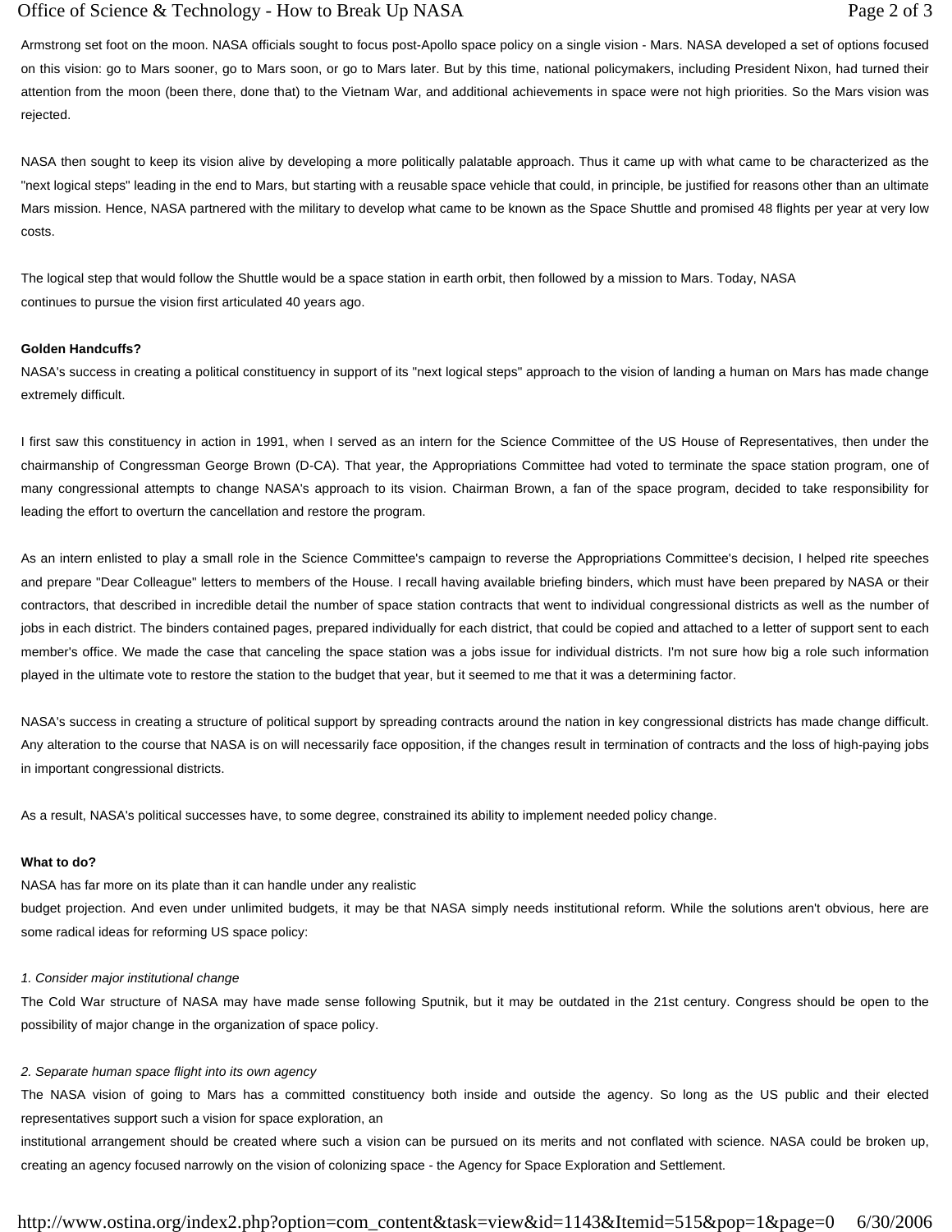Armstrong set foot on the moon. NASA officials sought to focus post-Apollo space policy on a single vision - Mars. NASA developed a set of options focused on this vision: go to Mars sooner, go to Mars soon, or go to Mars later. But by this time, national policymakers, including President Nixon, had turned their attention from the moon (been there, done that) to the Vietnam War, and additional achievements in space were not high priorities. So the Mars vision was rejected.

NASA then sought to keep its vision alive by developing a more politically palatable approach. Thus it came up with what came to be characterized as the "next logical steps" leading in the end to Mars, but starting with a reusable space vehicle that could, in principle, be justified for reasons other than an ultimate Mars mission. Hence, NASA partnered with the military to develop what came to be known as the Space Shuttle and promised 48 flights per year at very low costs.

The logical step that would follow the Shuttle would be a space station in earth orbit, then followed by a mission to Mars. Today, NASA continues to pursue the vision first articulated 40 years ago.

**Golden Handcuffs?**

NASA's success in creating a political constituency in support of its "next logical steps" approach to the vision of landing a human on Mars has made change extremely difficult.

I first saw this constituency in action in 1991, when I served as an intern for the Science Committee of the US House of Representatives, then under the chairmanship of Congressman George Brown (D-CA). That year, the Appropriations Committee had voted to terminate the space station program, one of many congressional attempts to change NASA's approach to its vision. Chairman Brown, a fan of the space program, decided to take responsibility for leading the effort to overturn the cancellation and restore the program.

As an intern enlisted to play a small role in the Science Committee's campaign to reverse the Appropriations Committee's decision, I helped rite speeches and prepare "Dear Colleague" letters to members of the House. I recall having available briefing binders, which must have been prepared by NASA or their contractors, that described in incredible detail the number of space station contracts that went to individual congressional districts as well as the number of jobs in each district. The binders contained pages, prepared individually for each district, that could be copied and attached to a letter of support sent to each member's office. We made the case that canceling the space station was a jobs issue for individual districts. I'm not sure how big a role such information played in the ultimate vote to restore the station to the budget that year, but it seemed to me that it was a determining factor.

NASA's success in creating a structure of political support by spreading contracts around the nation in key congressional districts has made change difficult. Any alteration to the course that NASA is on will necessarily face opposition, if the changes result in termination of contracts and the loss of high-paying jobs in important congressional districts.

As a result, NASA's political successes have, to some degree, constrained its ability to implement needed policy change.

**What to do?**

NASA has far more on its plate than it can handle under any realistic budget projection. And even under unlimited budgets, it may be that NASA simply needs institutional reform. While the solutions aren't obvious, here are some radical ideas for reforming US space policy:

*1. Consider major institutional change*

The Cold War structure of NASA may have made sense following Sputnik, but it may be outdated in the 21st century. Congress should be open to the possibility of major change in the organization of space policy.

*2. Separate human space flight into its own agency*

The NASA vision of going to Mars has a committed constituency both inside and outside the agency. So long as the US public and their elected representatives support such a vision for space exploration, an institutional arrangement should be created where such a vision can be pursued on its merits and not conflated with science. NASA could be broken up, creating an agency focused narrowly on the vision of colonizing space - the Agency for Space Exploration and Settlement.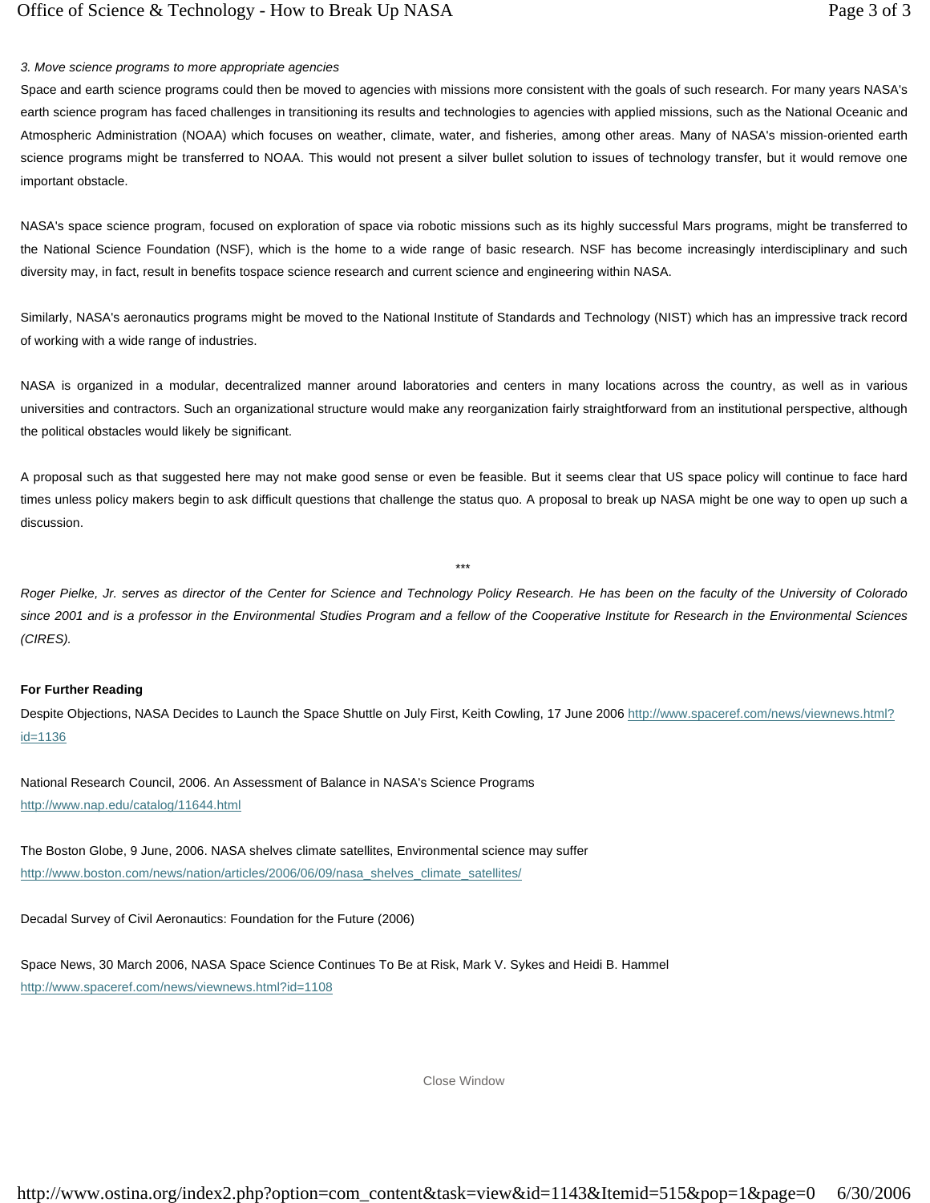*3. Move science programs to more appropriate agencies*

Space and earth science programs could then be moved to agencies with missions more consistent with the goals of such research. For many years NASA's earth science program has faced challenges in transitioning its results and technologies to agencies with applied missions, such as the National Oceanic and Atmospheric Administration (NOAA) which focuses on weather, climate, water, and fisheries, among other areas. Many of NASA's mission-oriented earth science programs might be transferred to NOAA. This would not present a silver bullet solution to issues of technology transfer, but it would remove one important obstacle.

NASA's space science program, focused on exploration of space via robotic missions such as its highly successful Mars programs, might be transferred to the National Science Foundation (NSF), which is the home to a wide range of basic research. NSF has become increasingly interdisciplinary and such diversity may, in fact, result in benefits tospace science research and current science and engineering within NASA.

Similarly, NASA's aeronautics programs might be moved to the National Institute of Standards and Technology (NIST) which has an impressive track record of working with a wide range of industries.

NASA is organized in a modular, decentralized manner around laboratories and centers in many locations across the country, as well as in various universities and contractors. Such an organizational structure would make any reorganization fairly straightforward from an institutional perspective, although the political obstacles would likely be significant.

A proposal such as that suggested here may not make good sense or even be feasible. But it seems clear that US space policy will continue to face hard times unless policy makers begin to ask difficult questions that challenge the status quo. A proposal to break up NASA might be one way to open up such a discussion.

***

*Roger Pielke, Jr. serves as director of the Center for Science and Technology Policy Research. He has been on the faculty of the University of Colorado since 2001 and is a professor in the Environmental Studies Program and a fellow of the Cooperative Institute for Research in the Environmental Sciences (CIRES).*

**For Further Reading**

Despite Objections, NASA Decides to Launch the Space Shuttle on July First, Keith Cowling, 17 June 2006 http://www.spaceref.com/news/viewnews.html?id=1136

National Research Council, 2006. An Assessment of Balance in NASA's Science Programs
http://www.nap.edu/catalog/11644.html

The Boston Globe, 9 June, 2006. NASA shelves climate satellites, Environmental science may suffer
http://www.boston.com/news/nation/articles/2006/06/09/nasa_shelves_climate_satellites/

Decadal Survey of Civil Aeronautics: Foundation for the Future (2006)

Space News, 30 March 2006, NASA Space Science Continues To Be at Risk, Mark V. Sykes and Heidi B. Hammel
http://www.spaceref.com/news/viewnews.html?id=1108

Close Window